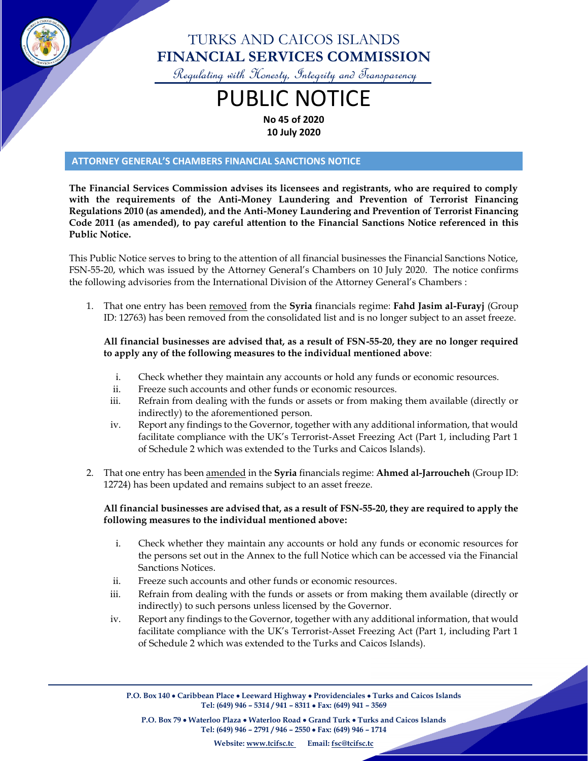# TURKS AND CAICOS ISLANDS
# FINANCIAL SERVICES COMMISSION

*Regulating with Honesty, Integrity and Transparency*

# PUBLIC NOTICE

**No 45 of 2020**
**10 July 2020**

## ATTORNEY GENERAL'S CHAMBERS FINANCIAL SANCTIONS NOTICE

**The Financial Services Commission advises its licensees and registrants, who are required to comply with the requirements of the Anti-Money Laundering and Prevention of Terrorist Financing Regulations 2010 (as amended), and the Anti-Money Laundering and Prevention of Terrorist Financing Code 2011 (as amended), to pay careful attention to the Financial Sanctions Notice referenced in this Public Notice.**

This Public Notice serves to bring to the attention of all financial businesses the Financial Sanctions Notice, FSN-55-20, which was issued by the Attorney General's Chambers on 10 July 2020. The notice confirms the following advisories from the International Division of the Attorney General's Chambers :

1. That one entry has been removed from the **Syria** financials regime: **Fahd Jasim al-Furayj** (Group ID: 12763) has been removed from the consolidated list and is no longer subject to an asset freeze.

   **All financial businesses are advised that, as a result of FSN-55-20, they are no longer required to apply any of the following measures to the individual mentioned above**:

   i. Check whether they maintain any accounts or hold any funds or economic resources.
   ii. Freeze such accounts and other funds or economic resources.
   iii. Refrain from dealing with the funds or assets or from making them available (directly or indirectly) to the aforementioned person.
   iv. Report any findings to the Governor, together with any additional information, that would facilitate compliance with the UK's Terrorist-Asset Freezing Act (Part 1, including Part 1 of Schedule 2 which was extended to the Turks and Caicos Islands).

2. That one entry has been amended in the **Syria** financials regime: **Ahmed al-Jarroucheh** (Group ID: 12724) has been updated and remains subject to an asset freeze.

   **All financial businesses are advised that, as a result of FSN-55-20, they are required to apply the following measures to the individual mentioned above:**

   i. Check whether they maintain any accounts or hold any funds or economic resources for the persons set out in the Annex to the full Notice which can be accessed via the Financial Sanctions Notices.
   ii. Freeze such accounts and other funds or economic resources.
   iii. Refrain from dealing with the funds or assets or from making them available (directly or indirectly) to such persons unless licensed by the Governor.
   iv. Report any findings to the Governor, together with any additional information, that would facilitate compliance with the UK's Terrorist-Asset Freezing Act (Part 1, including Part 1 of Schedule 2 which was extended to the Turks and Caicos Islands).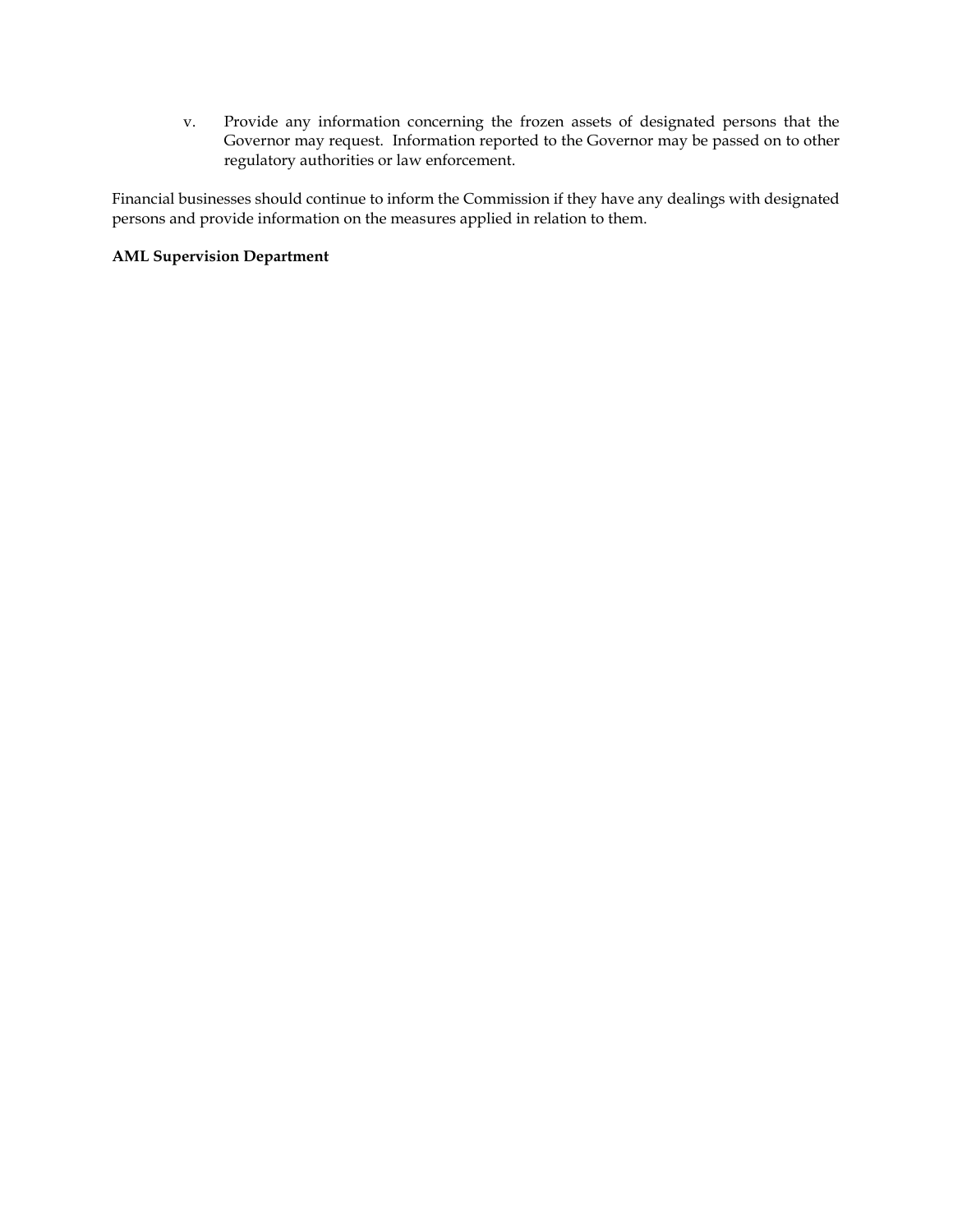v. Provide any information concerning the frozen assets of designated persons that the Governor may request. Information reported to the Governor may be passed on to other regulatory authorities or law enforcement.

Financial businesses should continue to inform the Commission if they have any dealings with designated persons and provide information on the measures applied in relation to them.

**AML Supervision Department**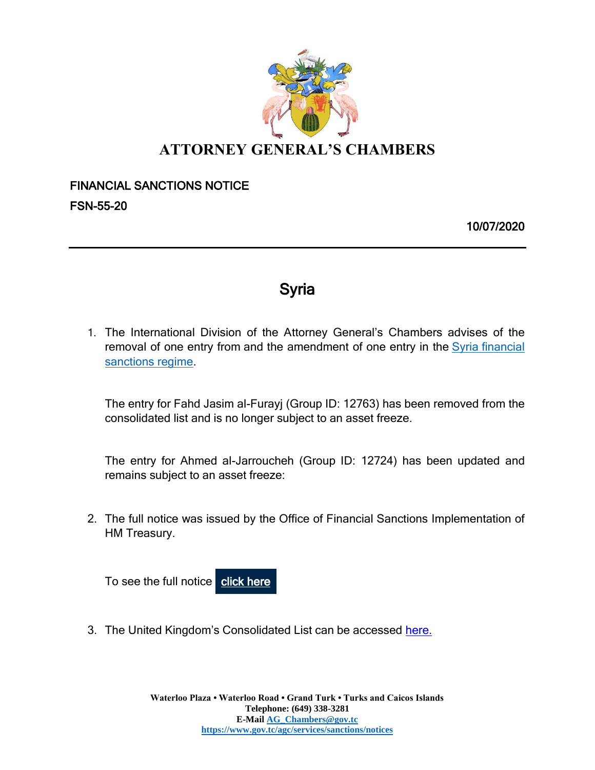# ATTORNEY GENERAL'S CHAMBERS

FINANCIAL SANCTIONS NOTICE

FSN-55-20

10/07/2020

## Syria

1. The International Division of the Attorney General's Chambers advises of the removal of one entry from and the amendment of one entry in the [Syria financial sanctions regime](#).

   The entry for Fahd Jasim al-Furayj (Group ID: 12763) has been removed from the consolidated list and is no longer subject to an asset freeze.

   The entry for Ahmed al-Jarroucheh (Group ID: 12724) has been updated and remains subject to an asset freeze:

2. The full notice was issued by the Office of Financial Sanctions Implementation of HM Treasury.

   To see the full notice **click here**

3. The United Kingdom's Consolidated List can be accessed [here.](#)

**Waterloo Plaza • Waterloo Road • Grand Turk • Turks and Caicos Islands**
**Telephone: (649) 338-3281**
**E-Mail AG_Chambers@gov.tc**
**https://www.gov.tc/agc/services/sanctions/notices**